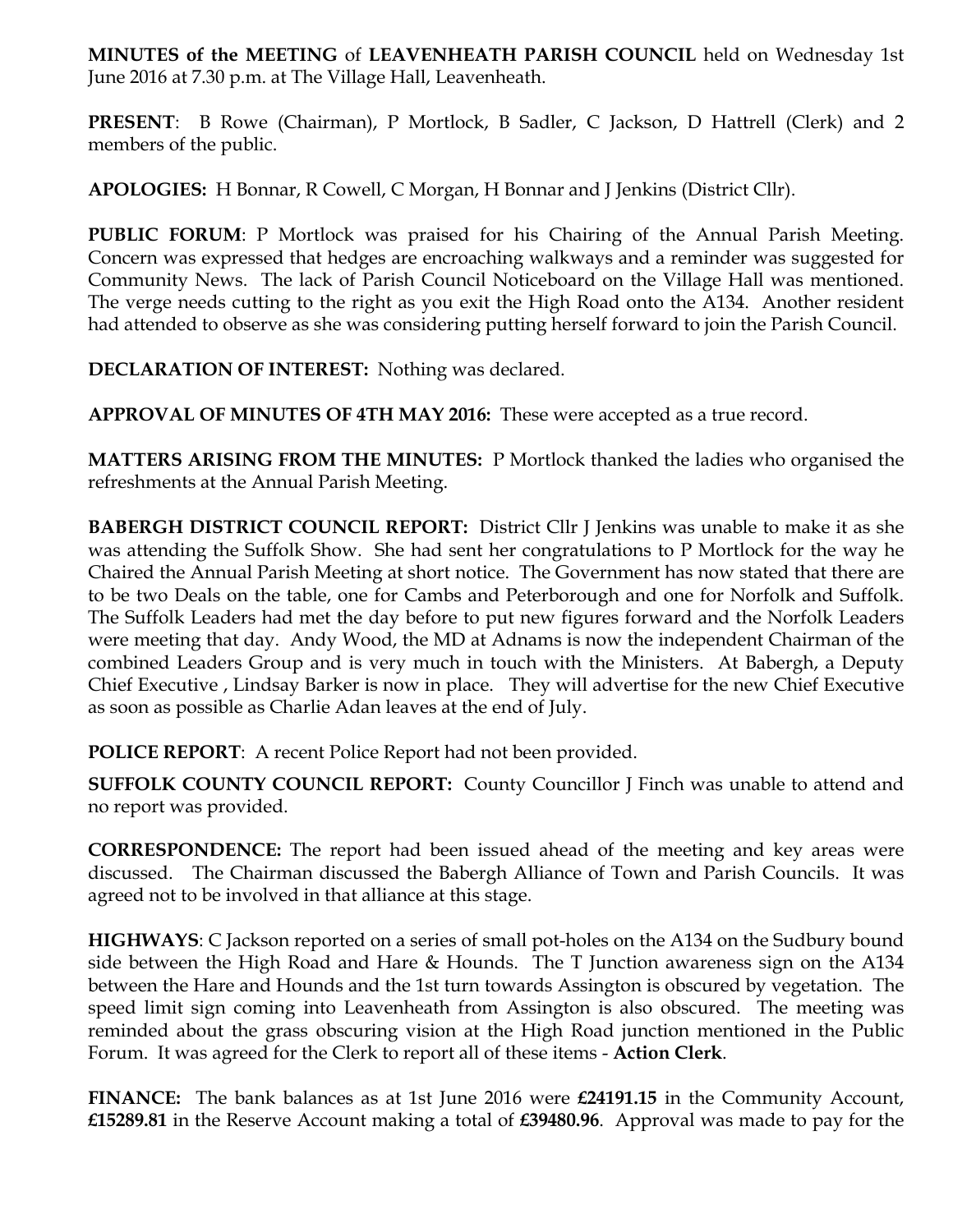**MINUTES of the MEETING** of **LEAVENHEATH PARISH COUNCIL** held on Wednesday 1st June 2016 at 7.30 p.m. at The Village Hall, Leavenheath.

**PRESENT**: B Rowe (Chairman), P Mortlock, B Sadler, C Jackson, D Hattrell (Clerk) and 2 members of the public.

**APOLOGIES:** H Bonnar, R Cowell, C Morgan, H Bonnar and J Jenkins (District Cllr).

**PUBLIC FORUM**: P Mortlock was praised for his Chairing of the Annual Parish Meeting. Concern was expressed that hedges are encroaching walkways and a reminder was suggested for Community News. The lack of Parish Council Noticeboard on the Village Hall was mentioned. The verge needs cutting to the right as you exit the High Road onto the A134. Another resident had attended to observe as she was considering putting herself forward to join the Parish Council.

**DECLARATION OF INTEREST:** Nothing was declared.

**APPROVAL OF MINUTES OF 4TH MAY 2016:** These were accepted as a true record.

**MATTERS ARISING FROM THE MINUTES:** P Mortlock thanked the ladies who organised the refreshments at the Annual Parish Meeting.

**BABERGH DISTRICT COUNCIL REPORT:** District Cllr J Jenkins was unable to make it as she was attending the Suffolk Show. She had sent her congratulations to P Mortlock for the way he Chaired the Annual Parish Meeting at short notice. The Government has now stated that there are to be two Deals on the table, one for Cambs and Peterborough and one for Norfolk and Suffolk. The Suffolk Leaders had met the day before to put new figures forward and the Norfolk Leaders were meeting that day. Andy Wood, the MD at Adnams is now the independent Chairman of the combined Leaders Group and is very much in touch with the Ministers. At Babergh, a Deputy Chief Executive , Lindsay Barker is now in place. They will advertise for the new Chief Executive as soon as possible as Charlie Adan leaves at the end of July.

**POLICE REPORT**: A recent Police Report had not been provided.

**SUFFOLK COUNTY COUNCIL REPORT:** County Councillor J Finch was unable to attend and no report was provided.

**CORRESPONDENCE:** The report had been issued ahead of the meeting and key areas were discussed. The Chairman discussed the Babergh Alliance of Town and Parish Councils. It was agreed not to be involved in that alliance at this stage.

**HIGHWAYS**: C Jackson reported on a series of small pot-holes on the A134 on the Sudbury bound side between the High Road and Hare & Hounds. The T Junction awareness sign on the A134 between the Hare and Hounds and the 1st turn towards Assington is obscured by vegetation. The speed limit sign coming into Leavenheath from Assington is also obscured. The meeting was reminded about the grass obscuring vision at the High Road junction mentioned in the Public Forum. It was agreed for the Clerk to report all of these items - **Action Clerk**.

**FINANCE:** The bank balances as at 1st June 2016 were **£24191.15** in the Community Account, **£15289.81** in the Reserve Account making a total of **£39480.96**. Approval was made to pay for the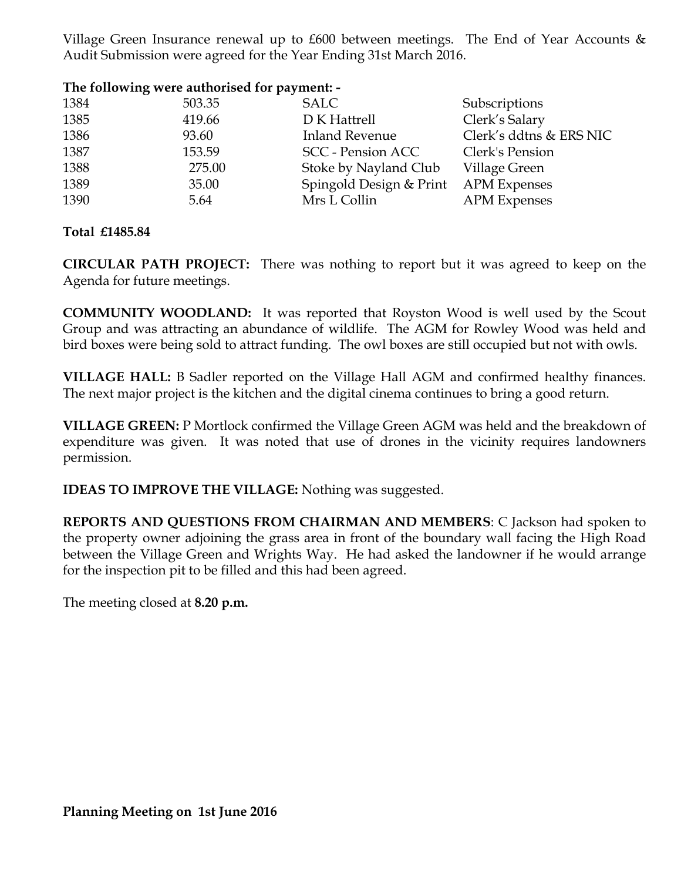Village Green Insurance renewal up to £600 between meetings. The End of Year Accounts & Audit Submission were agreed for the Year Ending 31st March 2016.

**The following were authorised for payment: -**

| | | | |
|---|---|---|---|
| 1384 | 503.35 | SALC | Subscriptions |
| 1385 | 419.66 | D K Hattrell | Clerk's Salary |
| 1386 | 93.60 | Inland Revenue | Clerk's ddtns & ERS NIC |
| 1387 | 153.59 | SCC - Pension ACC | Clerk's Pension |
| 1388 | 275.00 | Stoke by Nayland Club | Village Green |
| 1389 | 35.00 | Spingold Design & Print | APM Expenses |
| 1390 | 5.64 | Mrs L Collin | APM Expenses |

**Total £1485.84**

**CIRCULAR PATH PROJECT:** There was nothing to report but it was agreed to keep on the Agenda for future meetings.

**COMMUNITY WOODLAND:** It was reported that Royston Wood is well used by the Scout Group and was attracting an abundance of wildlife. The AGM for Rowley Wood was held and bird boxes were being sold to attract funding. The owl boxes are still occupied but not with owls.

**VILLAGE HALL:** B Sadler reported on the Village Hall AGM and confirmed healthy finances. The next major project is the kitchen and the digital cinema continues to bring a good return.

**VILLAGE GREEN:** P Mortlock confirmed the Village Green AGM was held and the breakdown of expenditure was given. It was noted that use of drones in the vicinity requires landowners permission.

**IDEAS TO IMPROVE THE VILLAGE:** Nothing was suggested.

**REPORTS AND QUESTIONS FROM CHAIRMAN AND MEMBERS**: C Jackson had spoken to the property owner adjoining the grass area in front of the boundary wall facing the High Road between the Village Green and Wrights Way. He had asked the landowner if he would arrange for the inspection pit to be filled and this had been agreed.

The meeting closed at **8.20 p.m.**

**Planning Meeting on 1st June 2016**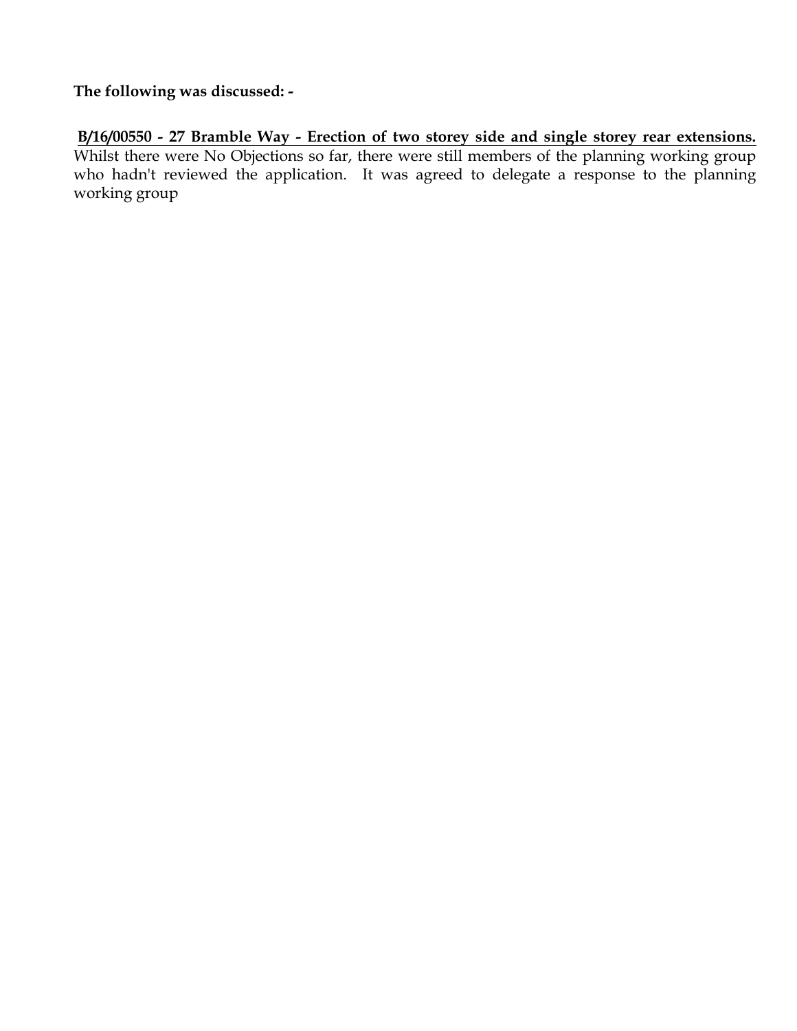**The following was discussed: -**

**B/16/00550 - 27 Bramble Way - Erection of two storey side and single storey rear extensions.**
Whilst there were No Objections so far, there were still members of the planning working group who hadn't reviewed the application. It was agreed to delegate a response to the planning working group